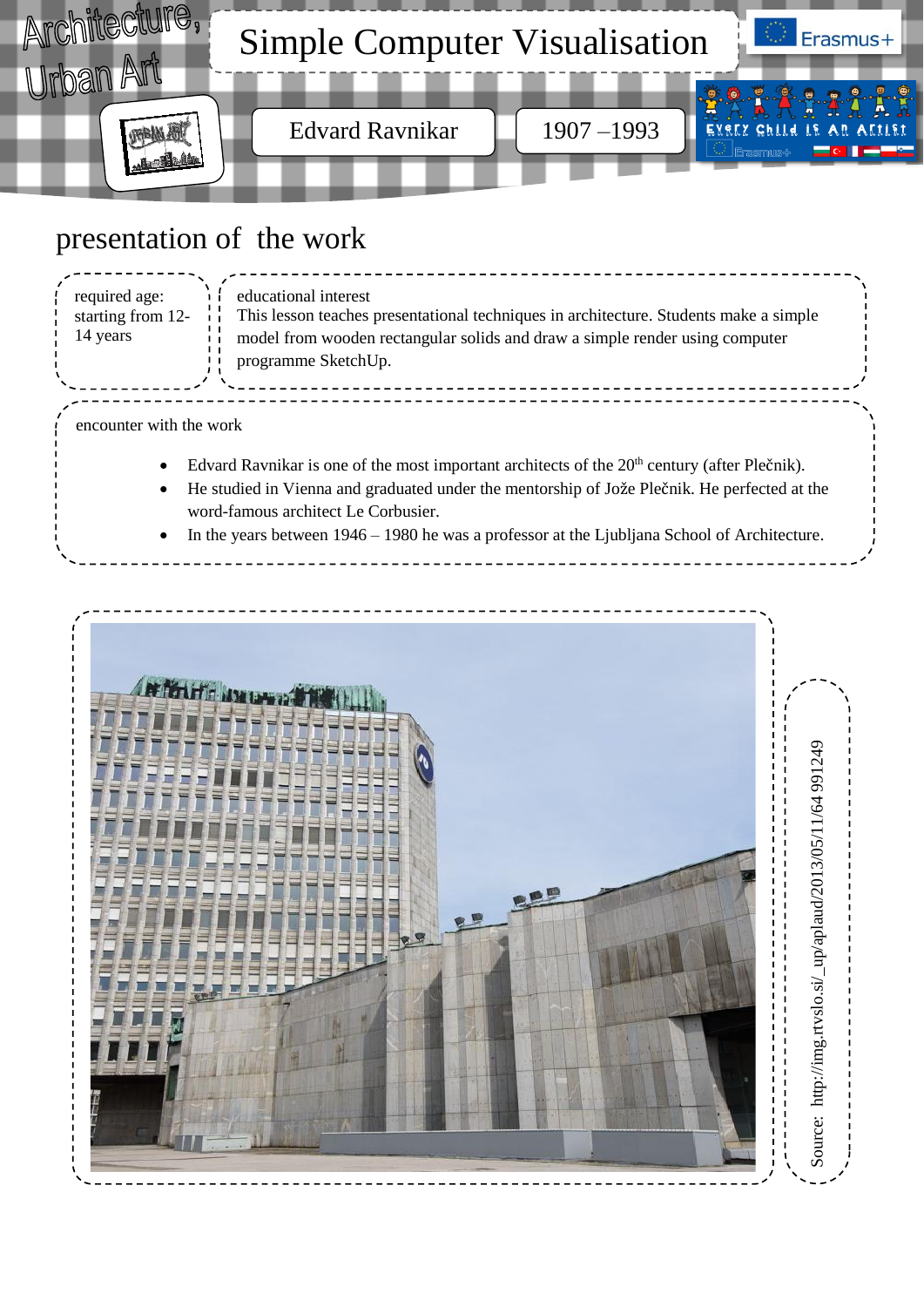Architecture, Urban Art

# Simple Computer Visualisation

Edvard Ravnikar

1907 –1993

## presentation of the work

required age: starting from 12-14 years

educational interest
This lesson teaches presentational techniques in architecture. Students make a simple model from wooden rectangular solids and draw a simple render using computer programme SketchUp.

encounter with the work

- Edvard Ravnikar is one of the most important architects of the 20th century (after Plečnik).
- He studied in Vienna and graduated under the mentorship of Jože Plečnik. He perfected at the word-famous architect Le Corbusier.
- In the years between 1946 – 1980 he was a professor at the Ljubljana School of Architecture.

Source: http://img.rtvslo.si/_up/aplaud/2013/05/11/64991249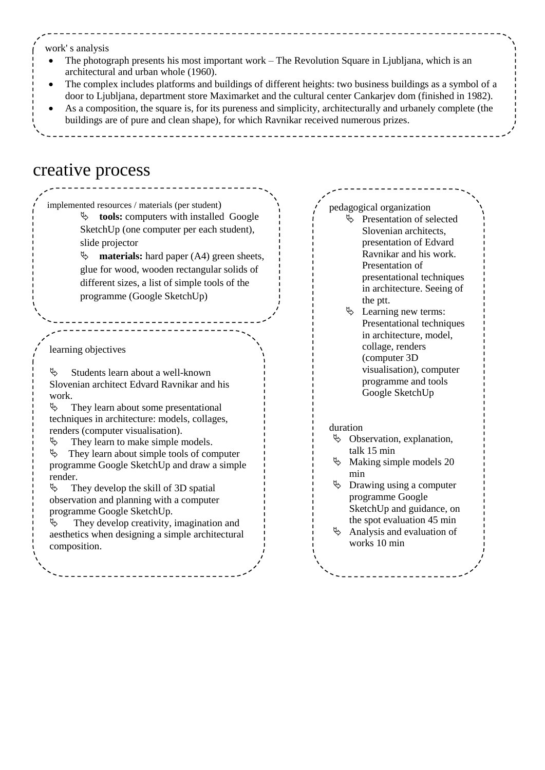work' s analysis

- The photograph presents his most important work – The Revolution Square in Ljubljana, which is an architectural and urban whole (1960).
- The complex includes platforms and buildings of different heights: two business buildings as a symbol of a door to Ljubljana, department store Maximarket and the cultural center Cankarjev dom (finished in 1982).
- As a composition, the square is, for its pureness and simplicity, architecturally and urbanely complete (the buildings are of pure and clean shape), for which Ravnikar received numerous prizes.

# creative process

implemented resources / materials (per student)

- **tools:** computers with installed Google SketchUp (one computer per each student), slide projector
- **materials:** hard paper (A4) green sheets, glue for wood, wooden rectangular solids of different sizes, a list of simple tools of the programme (Google SketchUp)

learning objectives

- Students learn about a well-known Slovenian architect Edvard Ravnikar and his work.
- They learn about some presentational techniques in architecture: models, collages, renders (computer visualisation).
- They learn to make simple models.
- They learn about simple tools of computer programme Google SketchUp and draw a simple render.
- They develop the skill of 3D spatial observation and planning with a computer programme Google SketchUp.
- They develop creativity, imagination and aesthetics when designing a simple architectural composition.

pedagogical organization

- Presentation of selected Slovenian architects, presentation of Edvard Ravnikar and his work. Presentation of presentational techniques in architecture. Seeing of the ptt.
- Learning new terms: Presentational techniques in architecture, model, collage, renders (computer 3D visualisation), computer programme and tools Google SketchUp

duration

- Observation, explanation, talk 15 min
- Making simple models 20 min
- Drawing using a computer programme Google SketchUp and guidance, on the spot evaluation 45 min
- Analysis and evaluation of works 10 min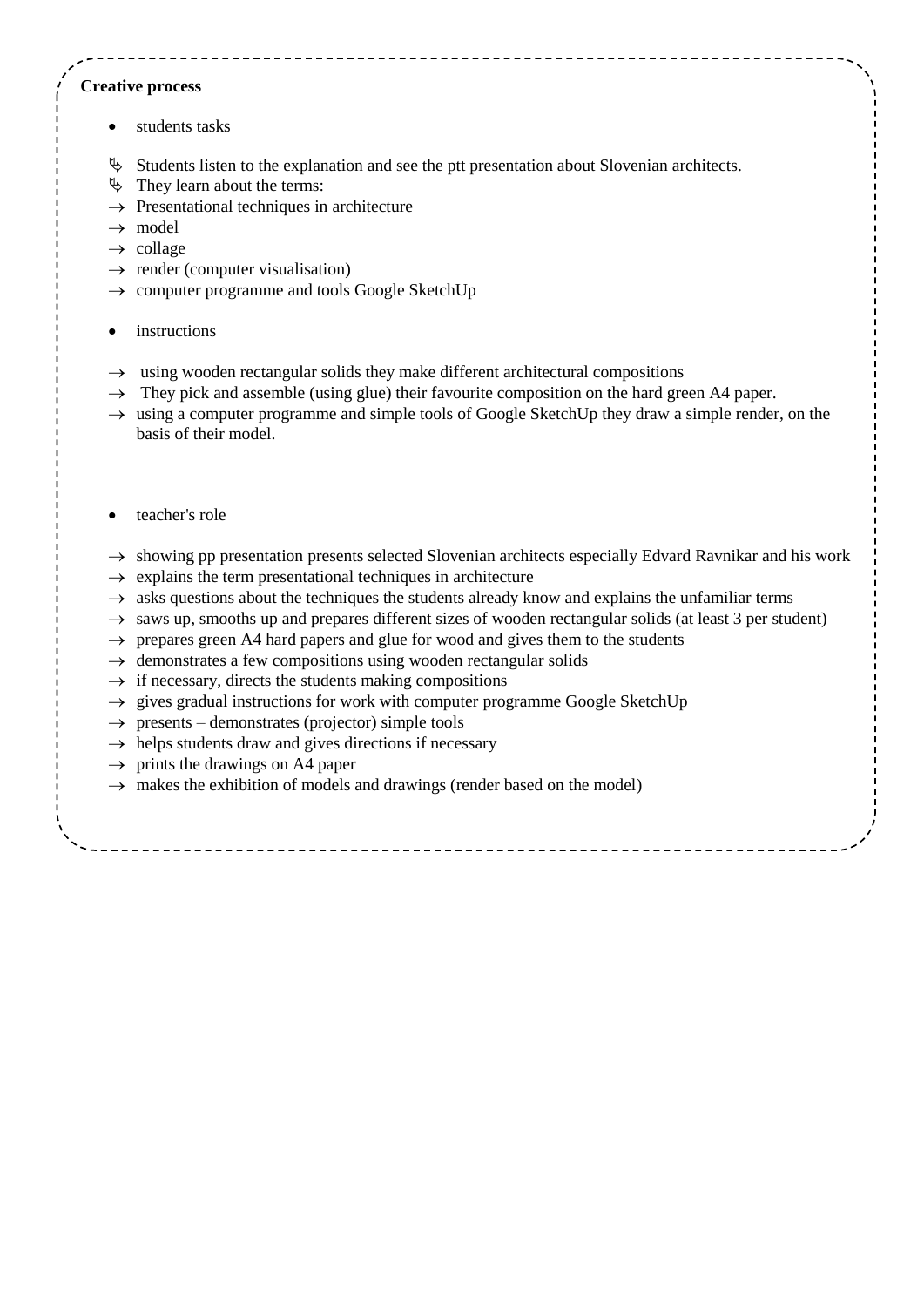**Creative process**

- students tasks

- ↳ Students listen to the explanation and see the ptt presentation about Slovenian architects.
- ↳ They learn about the terms:
- → Presentational techniques in architecture
- → model
- → collage
- → render (computer visualisation)
- → computer programme and tools Google SketchUp

- instructions

- → using wooden rectangular solids they make different architectural compositions
- → They pick and assemble (using glue) their favourite composition on the hard green A4 paper.
- → using a computer programme and simple tools of Google SketchUp they draw a simple render, on the basis of their model.

- teacher's role

- → showing pp presentation presents selected Slovenian architects especially Edvard Ravnikar and his work
- → explains the term presentational techniques in architecture
- → asks questions about the techniques the students already know and explains the unfamiliar terms
- → saws up, smooths up and prepares different sizes of wooden rectangular solids (at least 3 per student)
- → prepares green A4 hard papers and glue for wood and gives them to the students
- → demonstrates a few compositions using wooden rectangular solids
- → if necessary, directs the students making compositions
- → gives gradual instructions for work with computer programme Google SketchUp
- → presents – demonstrates (projector) simple tools
- → helps students draw and gives directions if necessary
- → prints the drawings on A4 paper
- → makes the exhibition of models and drawings (render based on the model)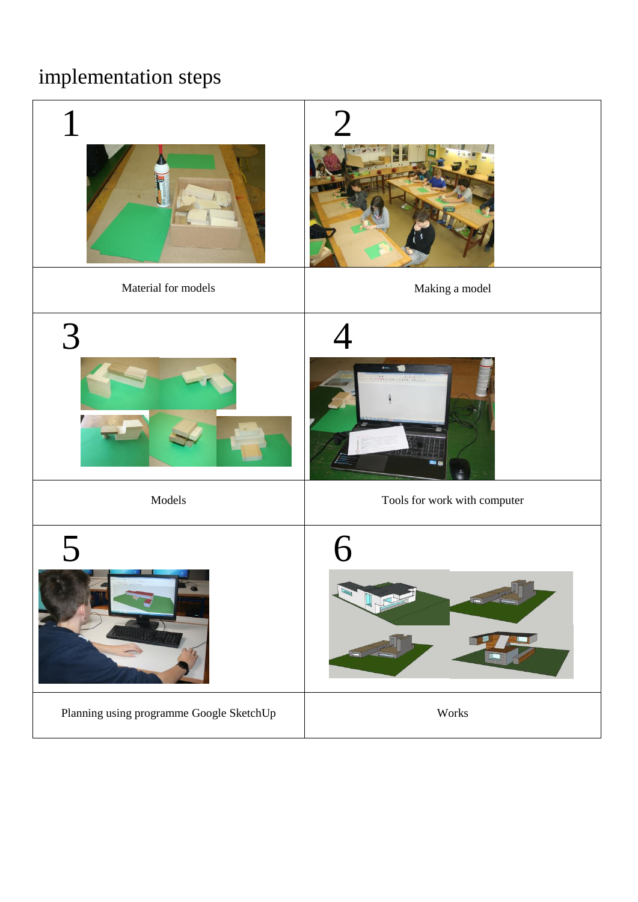# implementation steps

| 1 | 2 |
| --- | --- |
| Material for models | Making a model |
| 3 | 4 |
| Models | Tools for work with computer |
| 5 | 6 |
| Planning using programme Google SketchUp | Works |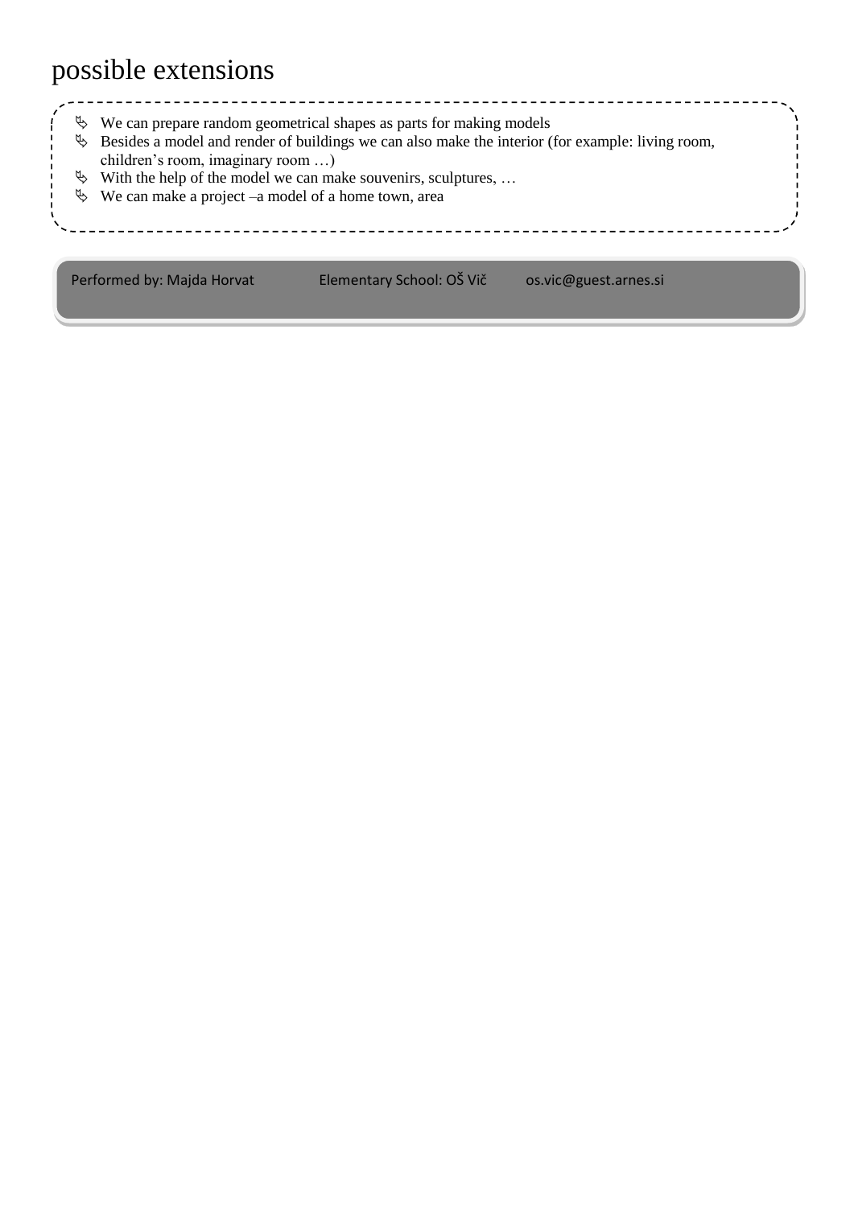# possible extensions

- We can prepare random geometrical shapes as parts for making models
- Besides a model and render of buildings we can also make the interior (for example: living room, children's room, imaginary room …)
- With the help of the model we can make souvenirs, sculptures, …
- We can make a project –a model of a home town, area

Performed by: Majda Horvat Elementary School: OŠ Vič os.vic@guest.arnes.si